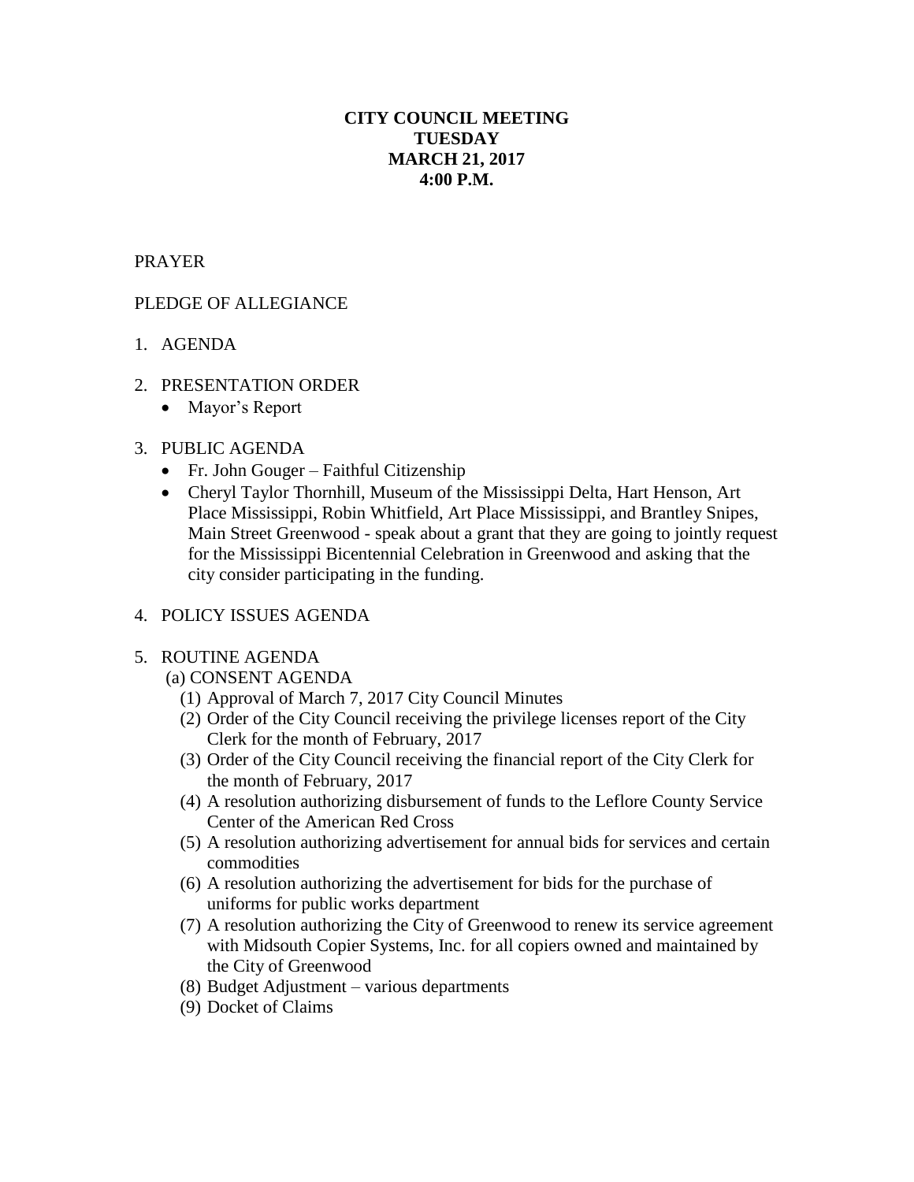**CITY COUNCIL MEETING**
**TUESDAY**
**MARCH 21, 2017**
**4:00 P.M.**

PRAYER

PLEDGE OF ALLEGIANCE

1. AGENDA

2. PRESENTATION ORDER
   - Mayor's Report

3. PUBLIC AGENDA
   - Fr. John Gouger – Faithful Citizenship
   - Cheryl Taylor Thornhill, Museum of the Mississippi Delta, Hart Henson, Art Place Mississippi, Robin Whitfield, Art Place Mississippi, and Brantley Snipes, Main Street Greenwood - speak about a grant that they are going to jointly request for the Mississippi Bicentennial Celebration in Greenwood and asking that the city consider participating in the funding.

4. POLICY ISSUES AGENDA

5. ROUTINE AGENDA
   (a) CONSENT AGENDA
   (1) Approval of March 7, 2017 City Council Minutes
   (2) Order of the City Council receiving the privilege licenses report of the City Clerk for the month of February, 2017
   (3) Order of the City Council receiving the financial report of the City Clerk for the month of February, 2017
   (4) A resolution authorizing disbursement of funds to the Leflore County Service Center of the American Red Cross
   (5) A resolution authorizing advertisement for annual bids for services and certain commodities
   (6) A resolution authorizing the advertisement for bids for the purchase of uniforms for public works department
   (7) A resolution authorizing the City of Greenwood to renew its service agreement with Midsouth Copier Systems, Inc. for all copiers owned and maintained by the City of Greenwood
   (8) Budget Adjustment – various departments
   (9) Docket of Claims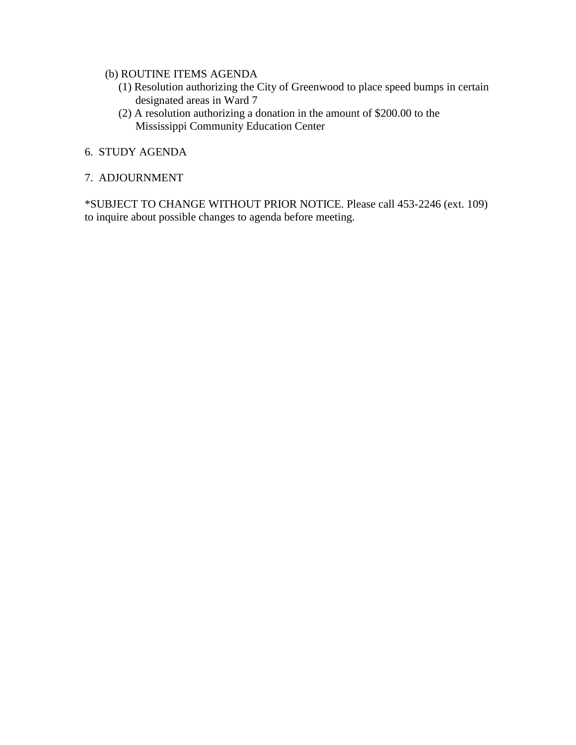(b) ROUTINE ITEMS AGENDA

(1) Resolution authorizing the City of Greenwood to place speed bumps in certain designated areas in Ward 7

(2) A resolution authorizing a donation in the amount of $200.00 to the Mississippi Community Education Center

6. STUDY AGENDA

7. ADJOURNMENT

*SUBJECT TO CHANGE WITHOUT PRIOR NOTICE. Please call 453-2246 (ext. 109) to inquire about possible changes to agenda before meeting.